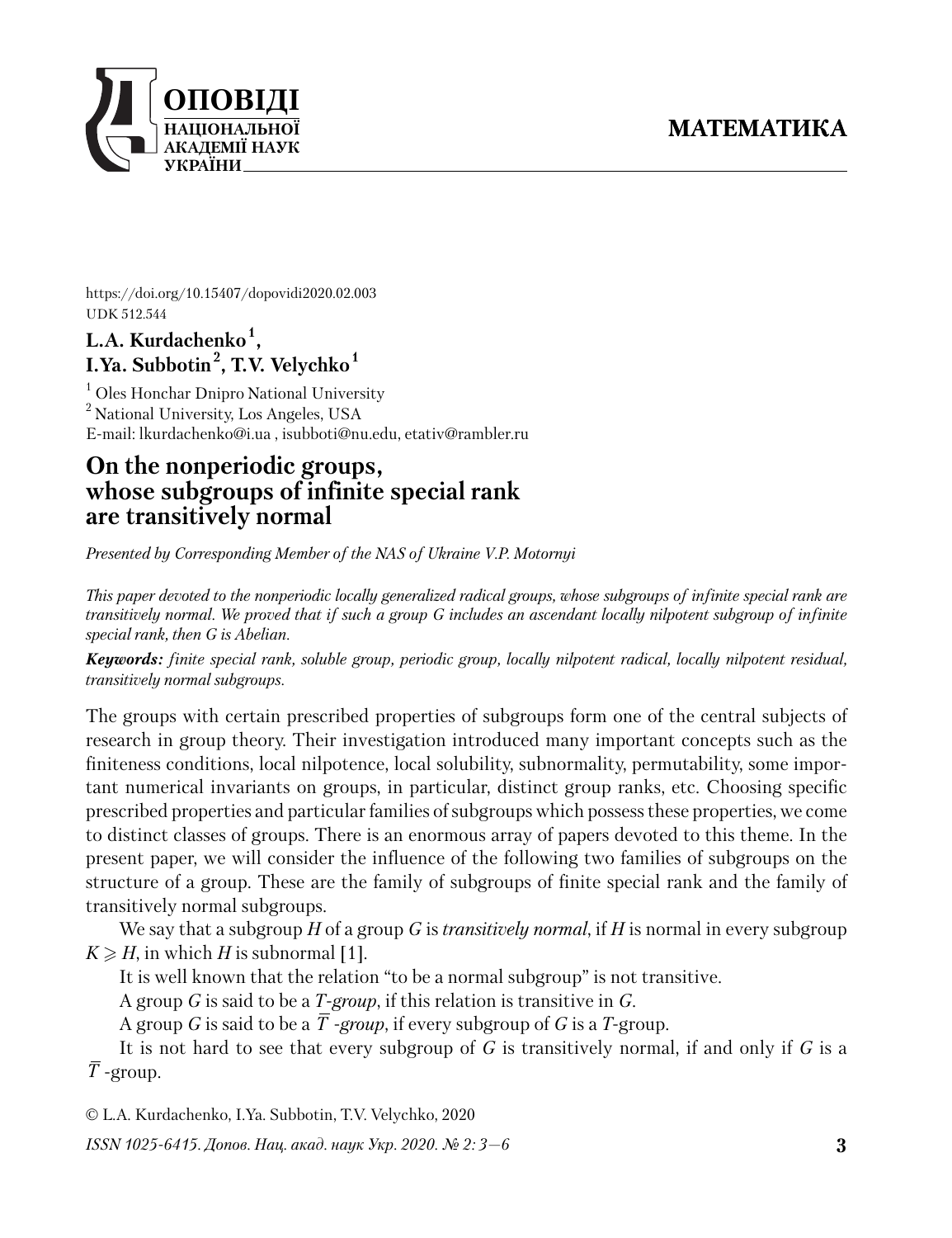https://doi.org/10.15407/dopovidi2020.02.003
UDK 512.544

**L.A. Kurdachenko[1], I.Ya. Subbotin[2], T.V. Velychko[1]**

[1] Oles Honchar Dnipro National University
[2] National University, Los Angeles, USA
E-mail: lkurdachenko@i.ua , isubboti@nu.edu, etativ@rambler.ru

# On the nonperiodic groups, whose subgroups of infinite special rank are transitively normal

*Presented by Corresponding Member of the NAS of Ukraine V.P. Motornyi*

*This paper devoted to the nonperiodic locally generalized radical groups, whose subgroups of infinite special rank are transitively normal. We proved that if such a group G includes an ascendant locally nilpotent subgroup of infinite special rank, then G is Abelian.*

***Keywords:*** *finite special rank, soluble group, periodic group, locally nilpotent radical, locally nilpotent residual, transitively normal subgroups.*

The groups with certain prescribed properties of subgroups form one of the central subjects of research in group theory. Their investigation introduced many important concepts such as the finiteness conditions, local nilpotence, local solubility, subnormality, permutability, some important numerical invariants on groups, in particular, distinct group ranks, etc. Choosing specific prescribed properties and particular families of subgroups which possess these properties, we come to distinct classes of groups. There is an enormous array of papers devoted to this theme. In the present paper, we will consider the influence of the following two families of subgroups on the structure of a group. These are the family of subgroups of finite special rank and the family of transitively normal subgroups.

We say that a subgroup $H$ of a group $G$ is *transitively normal*, if $H$ is normal in every subgroup $K \geqslant H$, in which $H$ is subnormal [1].

It is well known that the relation "to be a normal subgroup" is not transitive.

A group $G$ is said to be a *T-group*, if this relation is transitive in $G$.

A group $G$ is said to be a $\overline{T}$ *-group*, if every subgroup of $G$ is a $T$-group.

It is not hard to see that every subgroup of $G$ is transitively normal, if and only if $G$ is a $\overline{T}$ -group.

© L.A. Kurdachenko, I.Ya. Subbotin, T.V. Velychko, 2020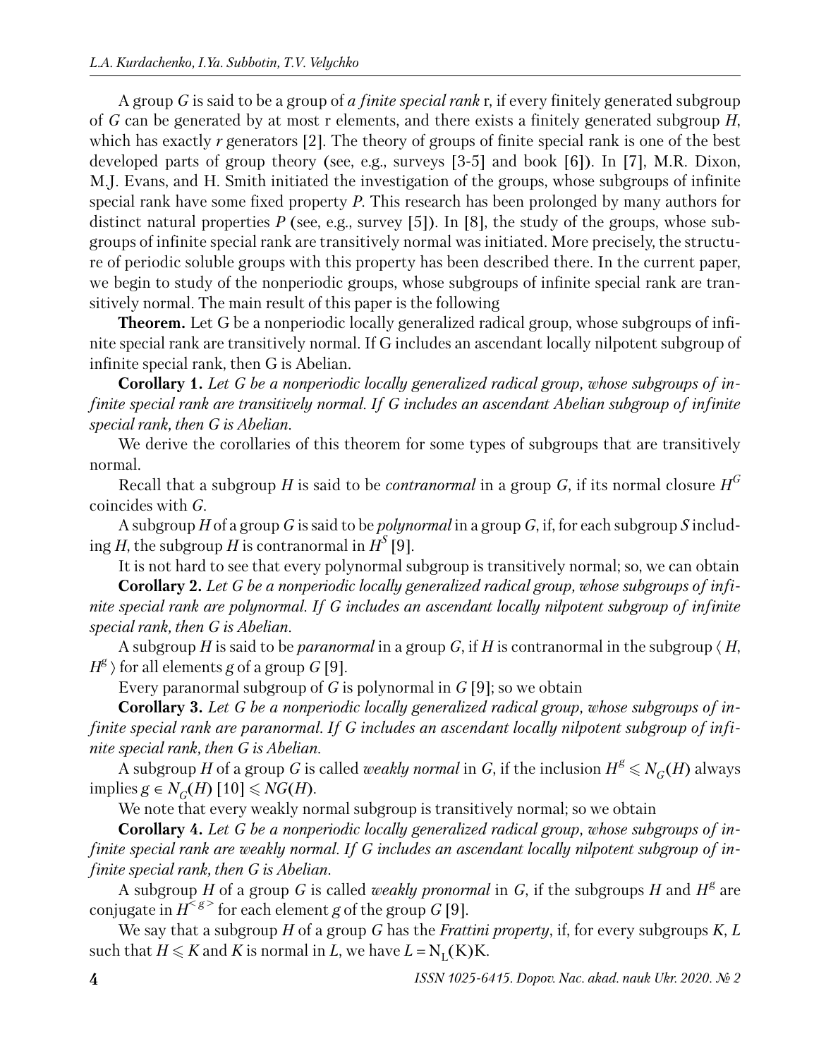A group $G$ is said to be a group of *a finite special rank* r, if every finitely generated subgroup of $G$ can be generated by at most r elements, and there exists a finitely generated subgroup $H$, which has exactly $r$ generators [2]. The theory of groups of finite special rank is one of the best developed parts of group theory (see, e.g., surveys [3-5] and book [6]). In [7], M.R. Dixon, M.J. Evans, and H. Smith initiated the investigation of the groups, whose subgroups of infinite special rank have some fixed property $P$. This research has been prolonged by many authors for distinct natural properties $P$ (see, e.g., survey [5]). In [8], the study of the groups, whose subgroups of infinite special rank are transitively normal was initiated. More precisely, the structure of periodic soluble groups with this property has been described there. In the current paper, we begin to study of the nonperiodic groups, whose subgroups of infinite special rank are transitively normal. The main result of this paper is the following

**Theorem.** Let G be a nonperiodic locally generalized radical group, whose subgroups of infinite special rank are transitively normal. If G includes an ascendant locally nilpotent subgroup of infinite special rank, then G is Abelian.

**Corollary 1.** *Let G be a nonperiodic locally generalized radical group, whose subgroups of infinite special rank are transitively normal. If G includes an ascendant Abelian subgroup of infinite special rank, then G is Abelian.*

We derive the corollaries of this theorem for some types of subgroups that are transitively normal.

Recall that a subgroup $H$ is said to be *contranormal* in a group $G$, if its normal closure $H^G$ coincides with $G$.

A subgroup $H$ of a group $G$ is said to be *polynormal* in a group $G$, if, for each subgroup $S$ including $H$, the subgroup $H$ is contranormal in $H^S$ [9].

It is not hard to see that every polynormal subgroup is transitively normal; so, we can obtain

**Corollary 2.** *Let G be a nonperiodic locally generalized radical group, whose subgroups of infinite special rank are polynormal. If G includes an ascendant locally nilpotent subgroup of infinite special rank, then G is Abelian.*

A subgroup $H$ is said to be *paranormal* in a group $G$, if $H$ is contranormal in the subgroup $\langle H, H^g \rangle$ for all elements $g$ of a group $G$ [9].

Every paranormal subgroup of $G$ is polynormal in $G$ [9]; so we obtain

**Corollary 3.** *Let G be a nonperiodic locally generalized radical group, whose subgroups of infinite special rank are paranormal. If G includes an ascendant locally nilpotent subgroup of infinite special rank, then G is Abelian.*

A subgroup $H$ of a group $G$ is called *weakly normal* in $G$, if the inclusion $H^g \leqslant N_G(H)$ always implies $g \in N_G(H)$ [10] $\leqslant NG(H)$.

We note that every weakly normal subgroup is transitively normal; so we obtain

**Corollary 4.** *Let G be a nonperiodic locally generalized radical group, whose subgroups of infinite special rank are weakly normal. If G includes an ascendant locally nilpotent subgroup of infinite special rank, then G is Abelian.*

A subgroup $H$ of a group $G$ is called *weakly pronormal* in $G$, if the subgroups $H$ and $H^g$ are conjugate in $H^{<g>}$ for each element $g$ of the group $G$ [9].

We say that a subgroup $H$ of a group $G$ has the *Frattini property*, if, for every subgroups $K$, $L$ such that $H \leqslant K$ and $K$ is normal in $L$, we have $L = N_L(K)K$.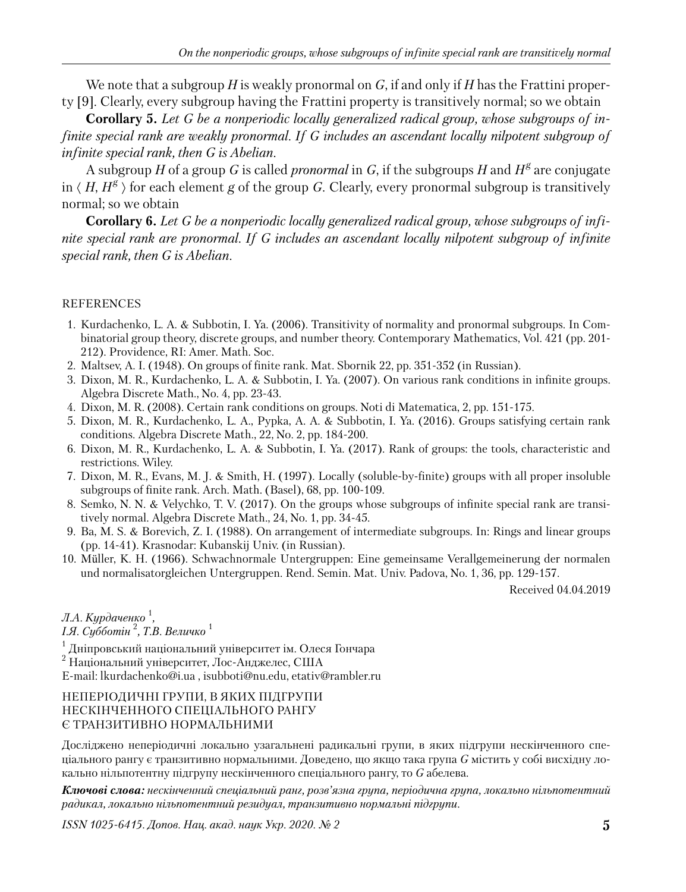We note that a subgroup $H$ is weakly pronormal on $G$, if and only if $H$ has the Frattini property [9]. Clearly, every subgroup having the Frattini property is transitively normal; so we obtain

**Corollary 5.** *Let G be a nonperiodic locally generalized radical group, whose subgroups of infinite special rank are weakly pronormal. If G includes an ascendant locally nilpotent subgroup of infinite special rank, then G is Abelian.*

A subgroup $H$ of a group $G$ is called *pronormal* in $G$, if the subgroups $H$ and $H^g$ are conjugate in $\langle H, H^g \rangle$ for each element $g$ of the group $G$. Clearly, every pronormal subgroup is transitively normal; so we obtain

**Corollary 6.** *Let G be a nonperiodic locally generalized radical group, whose subgroups of infinite special rank are pronormal. If G includes an ascendant locally nilpotent subgroup of infinite special rank, then G is Abelian.*

REFERENCES

1. Kurdachenko, L. A. & Subbotin, I. Ya. (2006). Transitivity of normality and pronormal subgroups. In Combinatorial group theory, discrete groups, and number theory. Contemporary Mathematics, Vol. 421 (pp. 201-212). Providence, RI: Amer. Math. Soc.
2. Maltsev, A. I. (1948). On groups of finite rank. Mat. Sbornik 22, pp. 351-352 (in Russian).
3. Dixon, M. R., Kurdachenko, L. A. & Subbotin, I. Ya. (2007). On various rank conditions in infinite groups. Algebra Discrete Math., No. 4, pp. 23-43.
4. Dixon, M. R. (2008). Certain rank conditions on groups. Noti di Matematica, 2, pp. 151-175.
5. Dixon, M. R., Kurdachenko, L. A., Pypka, A. A. & Subbotin, I. Ya. (2016). Groups satisfying certain rank conditions. Algebra Discrete Math., 22, No. 2, pp. 184-200.
6. Dixon, M. R., Kurdachenko, L. A. & Subbotin, I. Ya. (2017). Rank of groups: the tools, characteristic and restrictions. Wiley.
7. Dixon, M. R., Evans, M. J. & Smith, H. (1997). Locally (soluble-by-finite) groups with all proper insoluble subgroups of finite rank. Arch. Math. (Basel), 68, pp. 100-109.
8. Semko, N. N. & Velychko, T. V. (2017). On the groups whose subgroups of infinite special rank are transitively normal. Algebra Discrete Math., 24, No. 1, pp. 34-45.
9. Ba, M. S. & Borevich, Z. I. (1988). On arrangement of intermediate subgroups. In: Rings and linear groups (pp. 14-41). Krasnodar: Kubanskij Univ. (in Russian).
10. Müller, K. H. (1966). Schwachnormale Untergruppen: Eine gemeinsame Verallgemeinerung der normalen und normalisatorgleichen Untergruppen. Rend. Semin. Mat. Univ. Padova, No. 1, 36, pp. 129-157.

Received 04.04.2019

*Л.А. Курдаченко* [1], 
*І.Я. Субботін* [2], *Т.В. Величко* [1]

[1] Дніпровський національний університет ім. Олеся Гончара 
[2] Національний університет, Лос-Анджелес, США 
E-mail: lkurdachenko@i.ua , isubboti@nu.edu, etativ@rambler.ru

НЕПЕРІОДИЧНІ ГРУПИ, В ЯКИХ ПІДГРУПИ НЕСКІНЧЕННОГО СПЕЦІАЛЬНОГО РАНГУ Є ТРАНЗИТИВНО НОРМАЛЬНИМИ

Досліджено неперіодичні локально узагальнені радикальні групи, в яких підгрупи нескінченного спеціального рангу є транзитивно нормальними. Доведено, що якщо така група $G$ містить у собі висхідну локально нільпотентну підгрупу нескінченного спеціального рангу, то $G$ абелева.

***Ключові слова:*** *нескінченний спеціальний ранг, розв'язна група, періодична група, локально нільпотентний радикал, локально нільпотентний резидуал, транзитивно нормальні підгрупи.*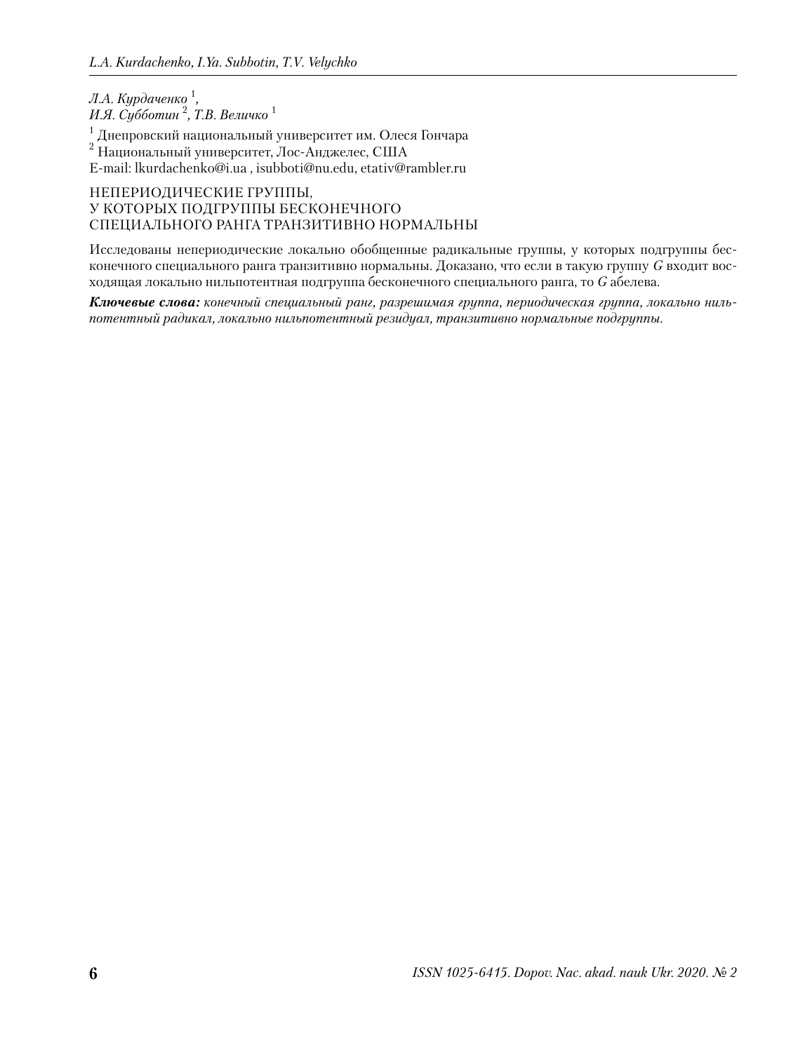*Л.А. Курдаченко* [1], 
*И.Я. Субботин* [2], *Т.В. Величко* [1]

[1] Днепровский национальный университет им. Олеся Гончара 
[2] Национальный университет, Лос-Анджелес, США 
E-mail: lkurdachenko@i.ua , isubboti@nu.edu, etativ@rambler.ru

# НЕПЕРИОДИЧЕСКИЕ ГРУППЫ, У КОТОРЫХ ПОДГРУППЫ БЕСКОНЕЧНОГО СПЕЦИАЛЬНОГО РАНГА ТРАНЗИТИВНО НОРМАЛЬНЫ

Исследованы непериодические локально обобщенные радикальные группы, у которых подгруппы бесконечного специального ранга транзитивно нормальны. Доказано, что если в такую группу $G$ входит восходящая локально нильпотентная подгруппа бесконечного специального ранга, то $G$ абелева.

***Ключевые слова:*** *конечный специальный ранг, разрешимая группа, периодическая группа, локально нильпотентный радикал, локально нильпотентный резидуал, транзитивно нормальные подгруппы.*